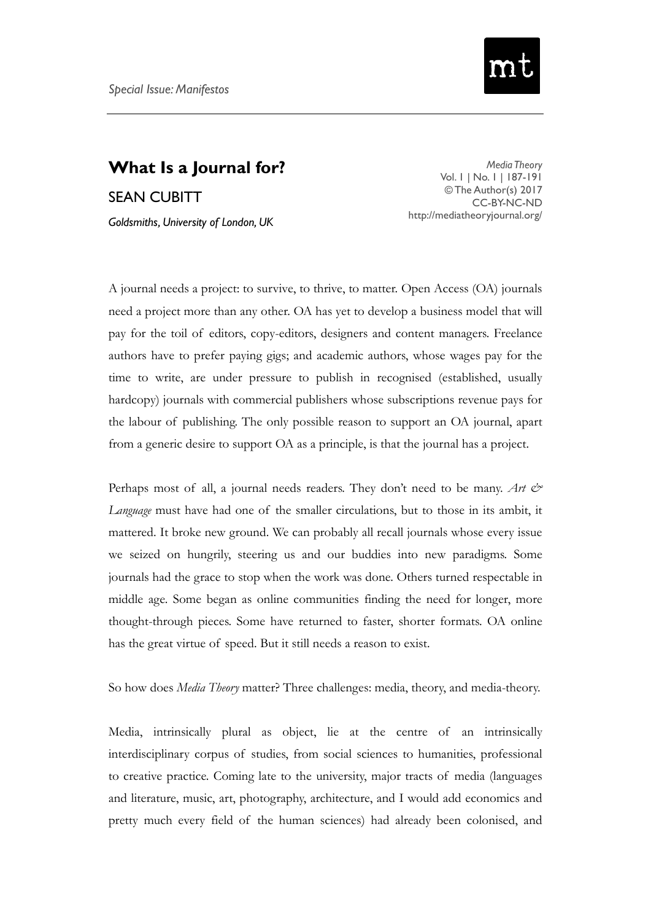*Special Issue: Manifestos*

# What Is a Journal for?

SEAN CUBITT

*Goldsmiths, University of London, UK*

A journal needs a project: to survive, to thrive, to matter. Open Access (OA) journals need a project more than any other. OA has yet to develop a business model that will pay for the toil of editors, copy-editors, designers and content managers. Freelance authors have to prefer paying gigs; and academic authors, whose wages pay for the time to write, are under pressure to publish in recognised (established, usually hardcopy) journals with commercial publishers whose subscriptions revenue pays for the labour of publishing. The only possible reason to support an OA journal, apart from a generic desire to support OA as a principle, is that the journal has a project.

Perhaps most of all, a journal needs readers. They don't need to be many. *Art & Language* must have had one of the smaller circulations, but to those in its ambit, it mattered. It broke new ground. We can probably all recall journals whose every issue we seized on hungrily, steering us and our buddies into new paradigms. Some journals had the grace to stop when the work was done. Others turned respectable in middle age. Some began as online communities finding the need for longer, more thought-through pieces. Some have returned to faster, shorter formats. OA online has the great virtue of speed. But it still needs a reason to exist.

So how does *Media Theory* matter? Three challenges: media, theory, and media-theory.

Media, intrinsically plural as object, lie at the centre of an intrinsically interdisciplinary corpus of studies, from social sciences to humanities, professional to creative practice. Coming late to the university, major tracts of media (languages and literature, music, art, photography, architecture, and I would add economics and pretty much every field of the human sciences) had already been colonised, and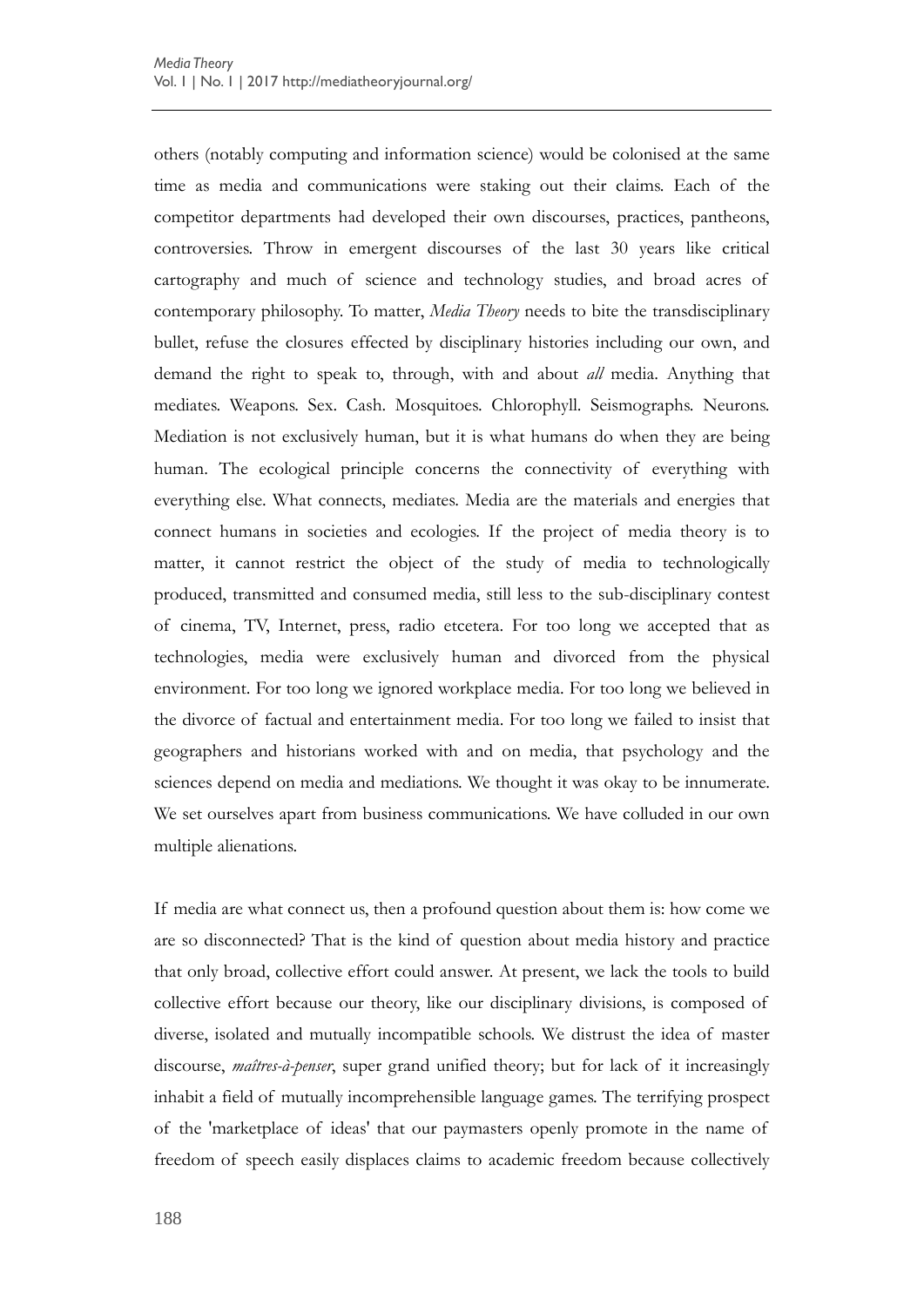others (notably computing and information science) would be colonised at the same time as media and communications were staking out their claims. Each of the competitor departments had developed their own discourses, practices, pantheons, controversies. Throw in emergent discourses of the last 30 years like critical cartography and much of science and technology studies, and broad acres of contemporary philosophy. To matter, *Media Theory* needs to bite the transdisciplinary bullet, refuse the closures effected by disciplinary histories including our own, and demand the right to speak to, through, with and about *all* media. Anything that mediates. Weapons. Sex. Cash. Mosquitoes. Chlorophyll. Seismographs. Neurons. Mediation is not exclusively human, but it is what humans do when they are being human. The ecological principle concerns the connectivity of everything with everything else. What connects, mediates. Media are the materials and energies that connect humans in societies and ecologies. If the project of media theory is to matter, it cannot restrict the object of the study of media to technologically produced, transmitted and consumed media, still less to the sub-disciplinary contest of cinema, TV, Internet, press, radio etcetera. For too long we accepted that as technologies, media were exclusively human and divorced from the physical environment. For too long we ignored workplace media. For too long we believed in the divorce of factual and entertainment media. For too long we failed to insist that geographers and historians worked with and on media, that psychology and the sciences depend on media and mediations. We thought it was okay to be innumerate. We set ourselves apart from business communications. We have colluded in our own multiple alienations.

If media are what connect us, then a profound question about them is: how come we are so disconnected? That is the kind of question about media history and practice that only broad, collective effort could answer. At present, we lack the tools to build collective effort because our theory, like our disciplinary divisions, is composed of diverse, isolated and mutually incompatible schools. We distrust the idea of master discourse, *maîtres-à-penser*, super grand unified theory; but for lack of it increasingly inhabit a field of mutually incomprehensible language games. The terrifying prospect of the 'marketplace of ideas' that our paymasters openly promote in the name of freedom of speech easily displaces claims to academic freedom because collectively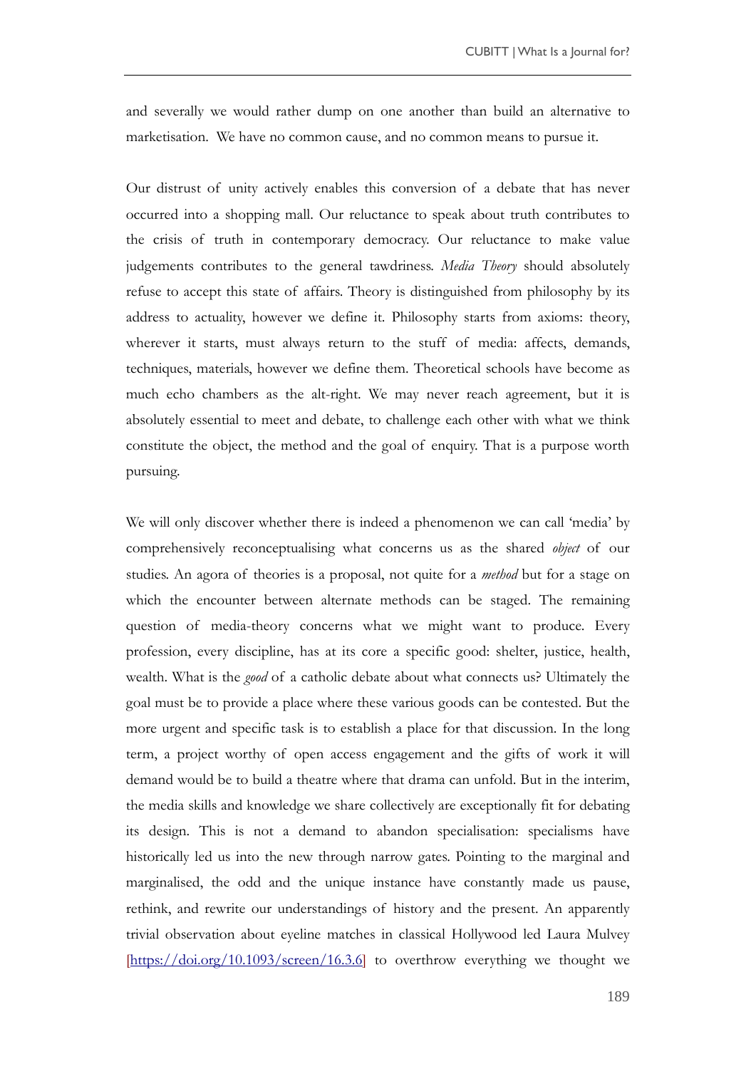and severally we would rather dump on one another than build an alternative to marketisation. We have no common cause, and no common means to pursue it.

Our distrust of unity actively enables this conversion of a debate that has never occurred into a shopping mall. Our reluctance to speak about truth contributes to the crisis of truth in contemporary democracy. Our reluctance to make value judgements contributes to the general tawdriness. *Media Theory* should absolutely refuse to accept this state of affairs. Theory is distinguished from philosophy by its address to actuality, however we define it. Philosophy starts from axioms: theory, wherever it starts, must always return to the stuff of media: affects, demands, techniques, materials, however we define them. Theoretical schools have become as much echo chambers as the alt-right. We may never reach agreement, but it is absolutely essential to meet and debate, to challenge each other with what we think constitute the object, the method and the goal of enquiry. That is a purpose worth pursuing.

We will only discover whether there is indeed a phenomenon we can call 'media' by comprehensively reconceptualising what concerns us as the shared *object* of our studies. An agora of theories is a proposal, not quite for a *method* but for a stage on which the encounter between alternate methods can be staged. The remaining question of media-theory concerns what we might want to produce. Every profession, every discipline, has at its core a specific good: shelter, justice, health, wealth. What is the *good* of a catholic debate about what connects us? Ultimately the goal must be to provide a place where these various goods can be contested. But the more urgent and specific task is to establish a place for that discussion. In the long term, a project worthy of open access engagement and the gifts of work it will demand would be to build a theatre where that drama can unfold. But in the interim, the media skills and knowledge we share collectively are exceptionally fit for debating its design. This is not a demand to abandon specialisation: specialisms have historically led us into the new through narrow gates. Pointing to the marginal and marginalised, the odd and the unique instance have constantly made us pause, rethink, and rewrite our understandings of history and the present. An apparently trivial observation about eyeline matches in classical Hollywood led Laura Mulvey [https://doi.org/10.1093/screen/16.3.6] to overthrow everything we thought we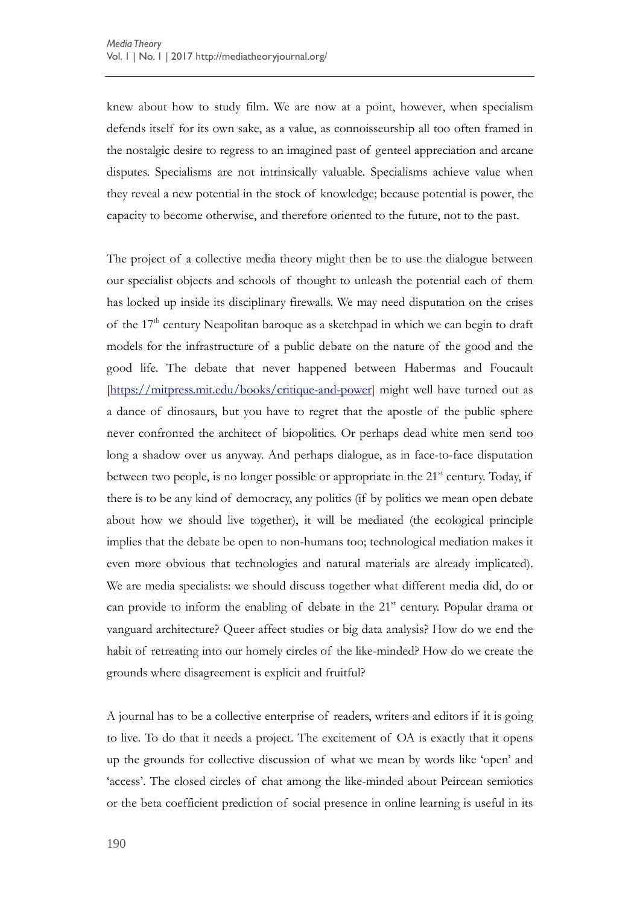knew about how to study film. We are now at a point, however, when specialism defends itself for its own sake, as a value, as connoisseurship all too often framed in the nostalgic desire to regress to an imagined past of genteel appreciation and arcane disputes. Specialisms are not intrinsically valuable. Specialisms achieve value when they reveal a new potential in the stock of knowledge; because potential is power, the capacity to become otherwise, and therefore oriented to the future, not to the past.

The project of a collective media theory might then be to use the dialogue between our specialist objects and schools of thought to unleash the potential each of them has locked up inside its disciplinary firewalls. We may need disputation on the crises of the 17th century Neapolitan baroque as a sketchpad in which we can begin to draft models for the infrastructure of a public debate on the nature of the good and the good life. The debate that never happened between Habermas and Foucault [https://mitpress.mit.edu/books/critique-and-power] might well have turned out as a dance of dinosaurs, but you have to regret that the apostle of the public sphere never confronted the architect of biopolitics. Or perhaps dead white men send too long a shadow over us anyway. And perhaps dialogue, as in face-to-face disputation between two people, is no longer possible or appropriate in the 21st century. Today, if there is to be any kind of democracy, any politics (if by politics we mean open debate about how we should live together), it will be mediated (the ecological principle implies that the debate be open to non-humans too; technological mediation makes it even more obvious that technologies and natural materials are already implicated). We are media specialists: we should discuss together what different media did, do or can provide to inform the enabling of debate in the 21st century. Popular drama or vanguard architecture? Queer affect studies or big data analysis? How do we end the habit of retreating into our homely circles of the like-minded? How do we create the grounds where disagreement is explicit and fruitful?

A journal has to be a collective enterprise of readers, writers and editors if it is going to live. To do that it needs a project. The excitement of OA is exactly that it opens up the grounds for collective discussion of what we mean by words like 'open' and 'access'. The closed circles of chat among the like-minded about Peircean semiotics or the beta coefficient prediction of social presence in online learning is useful in its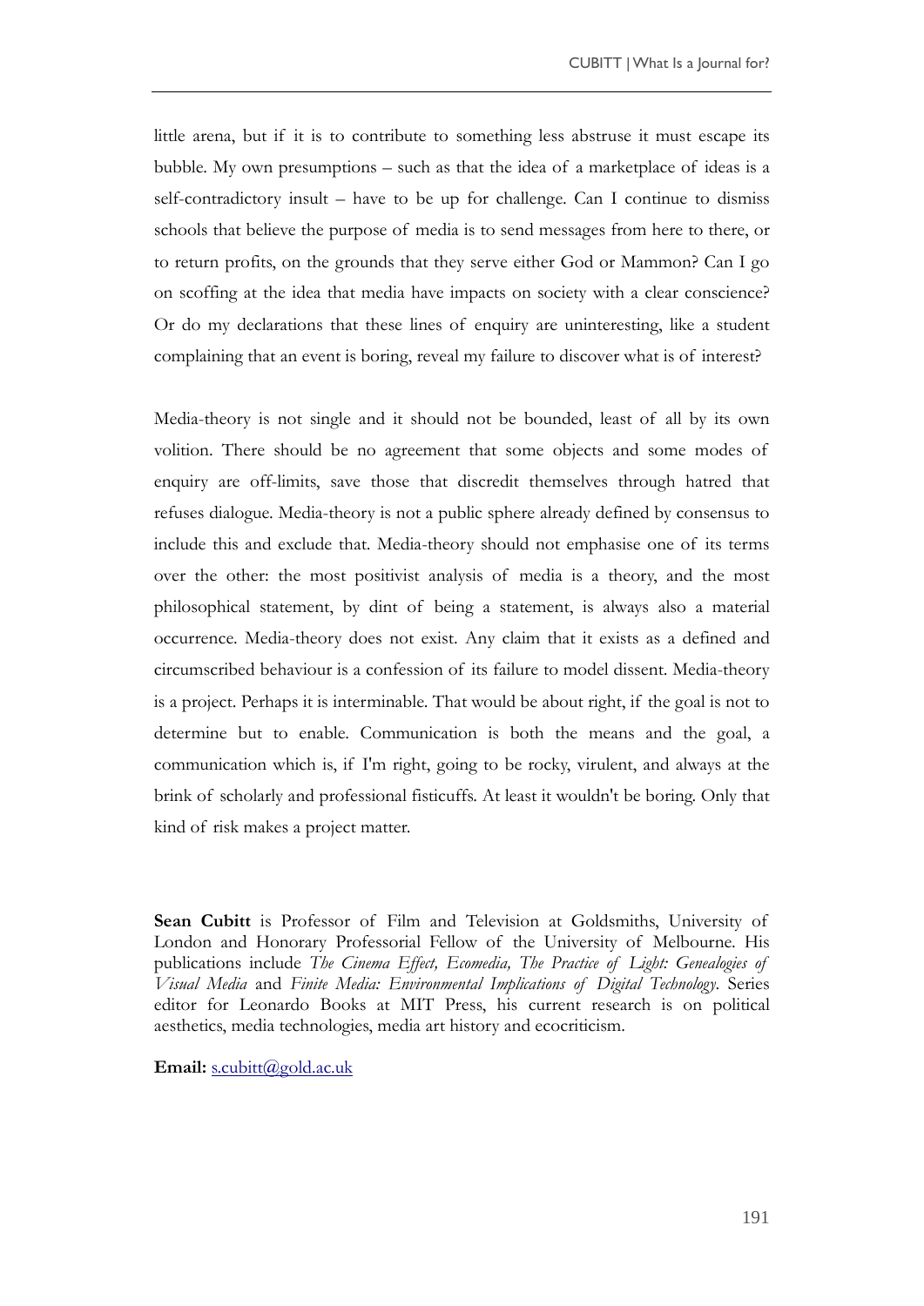little arena, but if it is to contribute to something less abstruse it must escape its bubble. My own presumptions – such as that the idea of a marketplace of ideas is a self-contradictory insult – have to be up for challenge. Can I continue to dismiss schools that believe the purpose of media is to send messages from here to there, or to return profits, on the grounds that they serve either God or Mammon? Can I go on scoffing at the idea that media have impacts on society with a clear conscience? Or do my declarations that these lines of enquiry are uninteresting, like a student complaining that an event is boring, reveal my failure to discover what is of interest?

Media-theory is not single and it should not be bounded, least of all by its own volition. There should be no agreement that some objects and some modes of enquiry are off-limits, save those that discredit themselves through hatred that refuses dialogue. Media-theory is not a public sphere already defined by consensus to include this and exclude that. Media-theory should not emphasise one of its terms over the other: the most positivist analysis of media is a theory, and the most philosophical statement, by dint of being a statement, is always also a material occurrence. Media-theory does not exist. Any claim that it exists as a defined and circumscribed behaviour is a confession of its failure to model dissent. Media-theory is a project. Perhaps it is interminable. That would be about right, if the goal is not to determine but to enable. Communication is both the means and the goal, a communication which is, if I'm right, going to be rocky, virulent, and always at the brink of scholarly and professional fisticuffs. At least it wouldn't be boring. Only that kind of risk makes a project matter.

**Sean Cubitt** is Professor of Film and Television at Goldsmiths, University of London and Honorary Professorial Fellow of the University of Melbourne. His publications include *The Cinema Effect, Ecomedia, The Practice of Light: Genealogies of Visual Media* and *Finite Media: Environmental Implications of Digital Technology*. Series editor for Leonardo Books at MIT Press, his current research is on political aesthetics, media technologies, media art history and ecocriticism.

**Email:** s.cubitt@gold.ac.uk